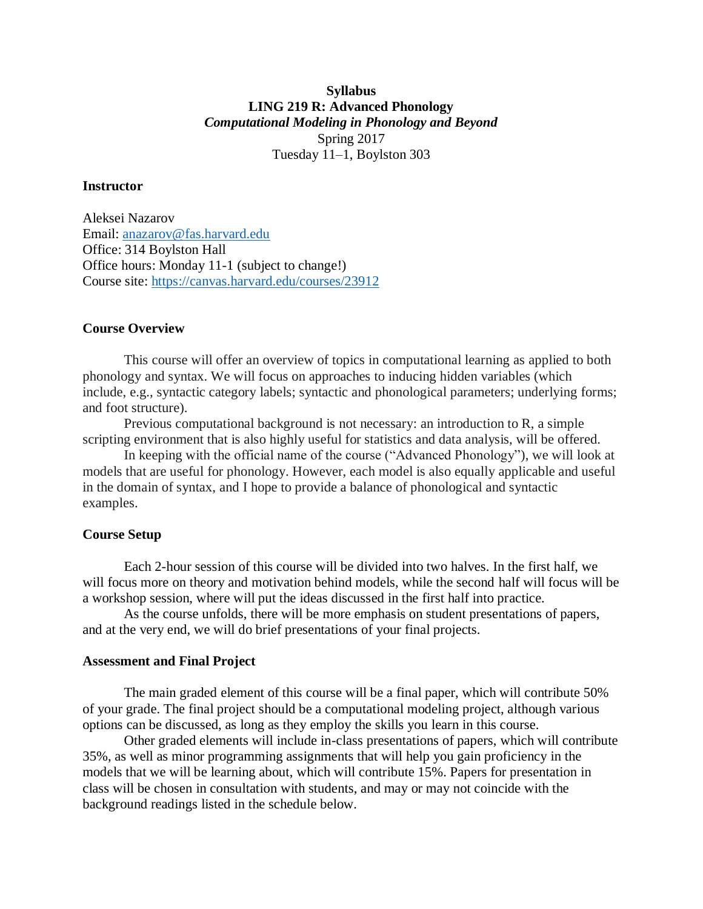# Syllabus
## LING 219 R: Advanced Phonology
### *Computational Modeling in Phonology and Beyond*

Spring 2017
Tuesday 11–1, Boylston 303

**Instructor**

Aleksei Nazarov
Email: anazarov@fas.harvard.edu
Office: 314 Boylston Hall
Office hours: Monday 11-1 (subject to change!)
Course site: https://canvas.harvard.edu/courses/23912

**Course Overview**

This course will offer an overview of topics in computational learning as applied to both phonology and syntax. We will focus on approaches to inducing hidden variables (which include, e.g., syntactic category labels; syntactic and phonological parameters; underlying forms; and foot structure).

Previous computational background is not necessary: an introduction to R, a simple scripting environment that is also highly useful for statistics and data analysis, will be offered.

In keeping with the official name of the course ("Advanced Phonology"), we will look at models that are useful for phonology. However, each model is also equally applicable and useful in the domain of syntax, and I hope to provide a balance of phonological and syntactic examples.

**Course Setup**

Each 2-hour session of this course will be divided into two halves. In the first half, we will focus more on theory and motivation behind models, while the second half will focus will be a workshop session, where will put the ideas discussed in the first half into practice.

As the course unfolds, there will be more emphasis on student presentations of papers, and at the very end, we will do brief presentations of your final projects.

**Assessment and Final Project**

The main graded element of this course will be a final paper, which will contribute 50% of your grade. The final project should be a computational modeling project, although various options can be discussed, as long as they employ the skills you learn in this course.

Other graded elements will include in-class presentations of papers, which will contribute 35%, as well as minor programming assignments that will help you gain proficiency in the models that we will be learning about, which will contribute 15%. Papers for presentation in class will be chosen in consultation with students, and may or may not coincide with the background readings listed in the schedule below.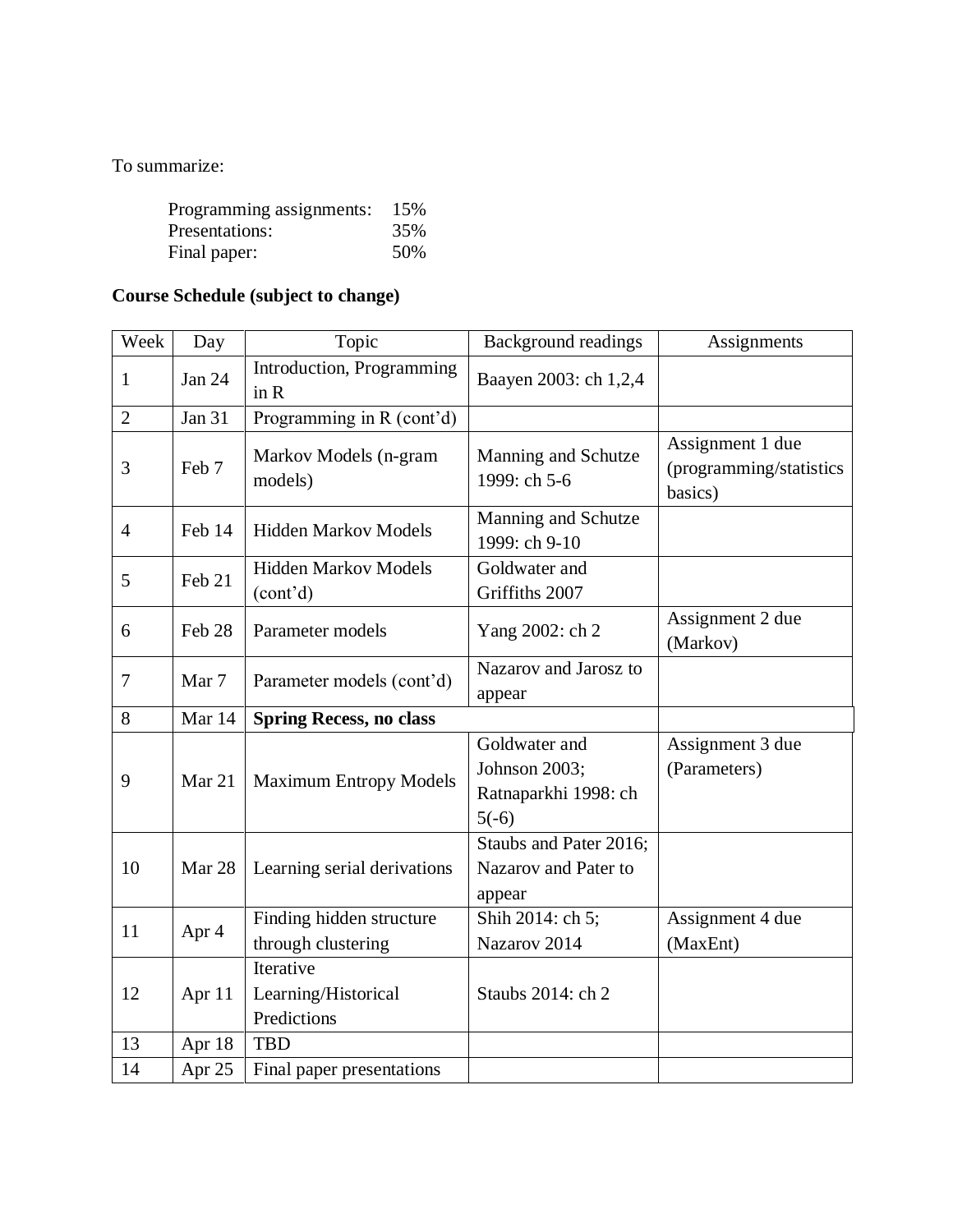To summarize:

Programming assignments: 15%
Presentations: 35%
Final paper: 50%

**Course Schedule (subject to change)**

| Week | Day | Topic | Background readings | Assignments |
|---|---|---|---|---|
| 1 | Jan 24 | Introduction, Programming in R | Baayen 2003: ch 1,2,4 | |
| 2 | Jan 31 | Programming in R (cont'd) | | |
| 3 | Feb 7 | Markov Models (n-gram models) | Manning and Schutze 1999: ch 5-6 | Assignment 1 due (programming/statistics basics) |
| 4 | Feb 14 | Hidden Markov Models | Manning and Schutze 1999: ch 9-10 | |
| 5 | Feb 21 | Hidden Markov Models (cont'd) | Goldwater and Griffiths 2007 | |
| 6 | Feb 28 | Parameter models | Yang 2002: ch 2 | Assignment 2 due (Markov) |
| 7 | Mar 7 | Parameter models (cont'd) | Nazarov and Jarosz to appear | |
| 8 | Mar 14 | **Spring Recess, no class** | | |
| 9 | Mar 21 | Maximum Entropy Models | Goldwater and Johnson 2003; Ratnaparkhi 1998: ch 5(-6) | Assignment 3 due (Parameters) |
| 10 | Mar 28 | Learning serial derivations | Staubs and Pater 2016; Nazarov and Pater to appear | |
| 11 | Apr 4 | Finding hidden structure through clustering | Shih 2014: ch 5; Nazarov 2014 | Assignment 4 due (MaxEnt) |
| 12 | Apr 11 | Iterative Learning/Historical Predictions | Staubs 2014: ch 2 | |
| 13 | Apr 18 | TBD | | |
| 14 | Apr 25 | Final paper presentations | | |